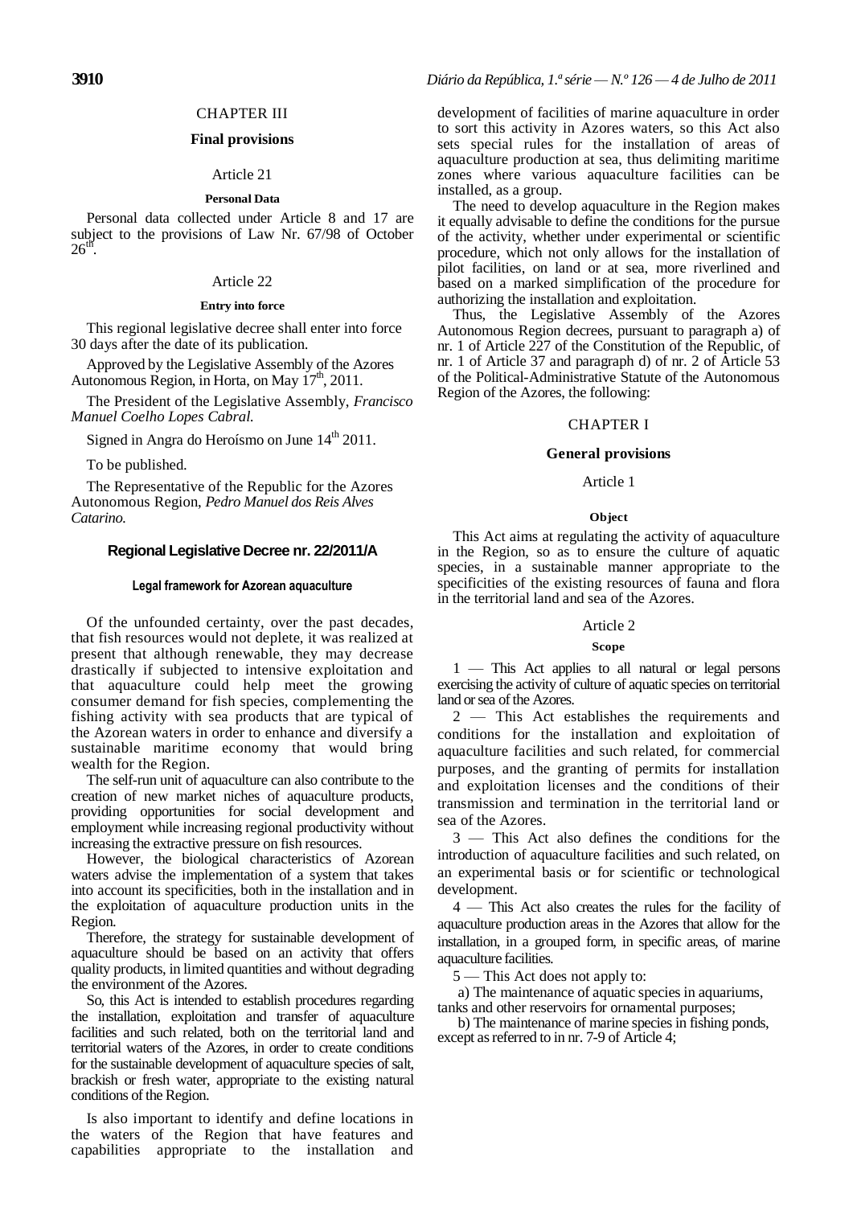## CHAPTER III

### Final provisions

#### Article 21

##### Personal Data

Personal data collected under Article 8 and 17 are subject to the provisions of Law Nr. 67/98 of October 26th.

#### Article 22

##### Entry into force

This regional legislative decree shall enter into force 30 days after the date of its publication.

Approved by the Legislative Assembly of the Azores Autonomous Region, in Horta, on May 17th, 2011.

The President of the Legislative Assembly, *Francisco Manuel Coelho Lopes Cabral.*

Signed in Angra do Heroísmo on June 14th 2011.

To be published.

The Representative of the Republic for the Azores Autonomous Region, *Pedro Manuel dos Reis Alves Catarino.*

## Regional Legislative Decree nr. 22/2011/A

### Legal framework for Azorean aquaculture

Of the unfounded certainty, over the past decades, that fish resources would not deplete, it was realized at present that although renewable, they may decrease drastically if subjected to intensive exploitation and that aquaculture could help meet the growing consumer demand for fish species, complementing the fishing activity with sea products that are typical of the Azorean waters in order to enhance and diversify a sustainable maritime economy that would bring wealth for the Region.

The self-run unit of aquaculture can also contribute to the creation of new market niches of aquaculture products, providing opportunities for social development and employment while increasing regional productivity without increasing the extractive pressure on fish resources.

However, the biological characteristics of Azorean waters advise the implementation of a system that takes into account its specificities, both in the installation and in the exploitation of aquaculture production units in the Region.

Therefore, the strategy for sustainable development of aquaculture should be based on an activity that offers quality products, in limited quantities and without degrading the environment of the Azores.

So, this Act is intended to establish procedures regarding the installation, exploitation and transfer of aquaculture facilities and such related, both on the territorial land and territorial waters of the Azores, in order to create conditions for the sustainable development of aquaculture species of salt, brackish or fresh water, appropriate to the existing natural conditions of the Region.

Is also important to identify and define locations in the waters of the Region that have features and capabilities appropriate to the installation and development of facilities of marine aquaculture in order to sort this activity in Azores waters, so this Act also sets special rules for the installation of areas of aquaculture production at sea, thus delimiting maritime zones where various aquaculture facilities can be installed, as a group.

The need to develop aquaculture in the Region makes it equally advisable to define the conditions for the pursue of the activity, whether under experimental or scientific procedure, which not only allows for the installation of pilot facilities, on land or at sea, more riverlined and based on a marked simplification of the procedure for authorizing the installation and exploitation.

Thus, the Legislative Assembly of the Azores Autonomous Region decrees, pursuant to paragraph a) of nr. 1 of Article 227 of the Constitution of the Republic, of nr. 1 of Article 37 and paragraph d) of nr. 2 of Article 53 of the Political-Administrative Statute of the Autonomous Region of the Azores, the following:

## CHAPTER I

### General provisions

#### Article 1

##### Object

This Act aims at regulating the activity of aquaculture in the Region, so as to ensure the culture of aquatic species, in a sustainable manner appropriate to the specificities of the existing resources of fauna and flora in the territorial land and sea of the Azores.

#### Article 2

##### Scope

1 — This Act applies to all natural or legal persons exercising the activity of culture of aquatic species on territorial land or sea of the Azores.

2 — This Act establishes the requirements and conditions for the installation and exploitation of aquaculture facilities and such related, for commercial purposes, and the granting of permits for installation and exploitation licenses and the conditions of their transmission and termination in the territorial land or sea of the Azores.

3 — This Act also defines the conditions for the introduction of aquaculture facilities and such related, on an experimental basis or for scientific or technological development.

4 — This Act also creates the rules for the facility of aquaculture production areas in the Azores that allow for the installation, in a grouped form, in specific areas, of marine aquaculture facilities.

5 — This Act does not apply to:

a) The maintenance of aquatic species in aquariums, tanks and other reservoirs for ornamental purposes;

b) The maintenance of marine species in fishing ponds, except as referred to in nr. 7-9 of Article 4;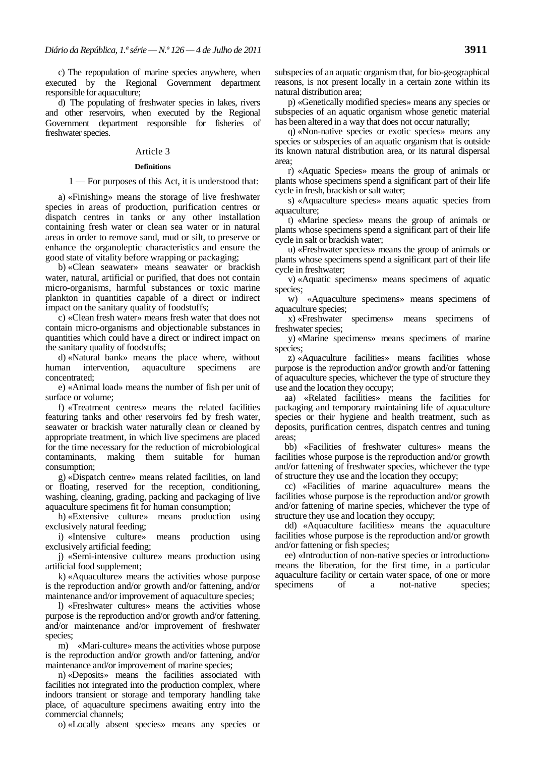c) The repopulation of marine species anywhere, when executed by the Regional Government department responsible for aquaculture;

d) The populating of freshwater species in lakes, rivers and other reservoirs, when executed by the Regional Government department responsible for fisheries of freshwater species.

## Article 3

### Definitions

1 — For purposes of this Act, it is understood that:

a) «Finishing» means the storage of live freshwater species in areas of production, purification centres or dispatch centres in tanks or any other installation containing fresh water or clean sea water or in natural areas in order to remove sand, mud or silt, to preserve or enhance the organoleptic characteristics and ensure the good state of vitality before wrapping or packaging;

b) «Clean seawater» means seawater or brackish water, natural, artificial or purified, that does not contain micro-organisms, harmful substances or toxic marine plankton in quantities capable of a direct or indirect impact on the sanitary quality of foodstuffs;

c) «Clean fresh water» means fresh water that does not contain micro-organisms and objectionable substances in quantities which could have a direct or indirect impact on the sanitary quality of foodstuffs;

d) «Natural bank» means the place where, without human intervention, aquaculture specimens are concentrated;

e) «Animal load» means the number of fish per unit of surface or volume;

f) «Treatment centres» means the related facilities featuring tanks and other reservoirs fed by fresh water, seawater or brackish water naturally clean or cleaned by appropriate treatment, in which live specimens are placed for the time necessary for the reduction of microbiological contaminants, making them suitable for human consumption;

g) «Dispatch centre» means related facilities, on land or floating, reserved for the reception, conditioning, washing, cleaning, grading, packing and packaging of live aquaculture specimens fit for human consumption;

h) «Extensive culture» means production using exclusively natural feeding;

i) «Intensive culture» means production using exclusively artificial feeding;

j) «Semi-intensive culture» means production using artificial food supplement;

k) «Aquaculture» means the activities whose purpose is the reproduction and/or growth and/or fattening, and/or maintenance and/or improvement of aquaculture species;

l) «Freshwater cultures» means the activities whose purpose is the reproduction and/or growth and/or fattening, and/or maintenance and/or improvement of freshwater species;

m) «Mari-culture» means the activities whose purpose is the reproduction and/or growth and/or fattening, and/or maintenance and/or improvement of marine species;

n) «Deposits» means the facilities associated with facilities not integrated into the production complex, where indoors transient or storage and temporary handling take place, of aquaculture specimens awaiting entry into the commercial channels;

o) «Locally absent species» means any species or subspecies of an aquatic organism that, for bio-geographical reasons, is not present locally in a certain zone within its natural distribution area;

p) «Genetically modified species» means any species or subspecies of an aquatic organism whose genetic material has been altered in a way that does not occur naturally;

q) «Non-native species or exotic species» means any species or subspecies of an aquatic organism that is outside its known natural distribution area, or its natural dispersal area;

r) «Aquatic Species» means the group of animals or plants whose specimens spend a significant part of their life cycle in fresh, brackish or salt water;

s) «Aquaculture species» means aquatic species from aquaculture;

t) «Marine species» means the group of animals or plants whose specimens spend a significant part of their life cycle in salt or brackish water;

u) «Freshwater species» means the group of animals or plants whose specimens spend a significant part of their life cycle in freshwater;

v) «Aquatic specimens» means specimens of aquatic species;

w) «Aquaculture specimens» means specimens of aquaculture species;

x) «Freshwater specimens» means specimens of freshwater species;

y) «Marine specimens» means specimens of marine species;

z) «Aquaculture facilities» means facilities whose purpose is the reproduction and/or growth and/or fattening of aquaculture species, whichever the type of structure they use and the location they occupy;

aa) «Related facilities» means the facilities for packaging and temporary maintaining life of aquaculture species or their hygiene and health treatment, such as deposits, purification centres, dispatch centres and tuning areas;

bb) «Facilities of freshwater cultures» means the facilities whose purpose is the reproduction and/or growth and/or fattening of freshwater species, whichever the type of structure they use and the location they occupy;

cc) «Facilities of marine aquaculture» means the facilities whose purpose is the reproduction and/or growth and/or fattening of marine species, whichever the type of structure they use and location they occupy;

dd) «Aquaculture facilities» means the aquaculture facilities whose purpose is the reproduction and/or growth and/or fattening or fish species;

ee) «Introduction of non-native species or introduction» means the liberation, for the first time, in a particular aquaculture facility or certain water space, of one or more specimens of a not-native species;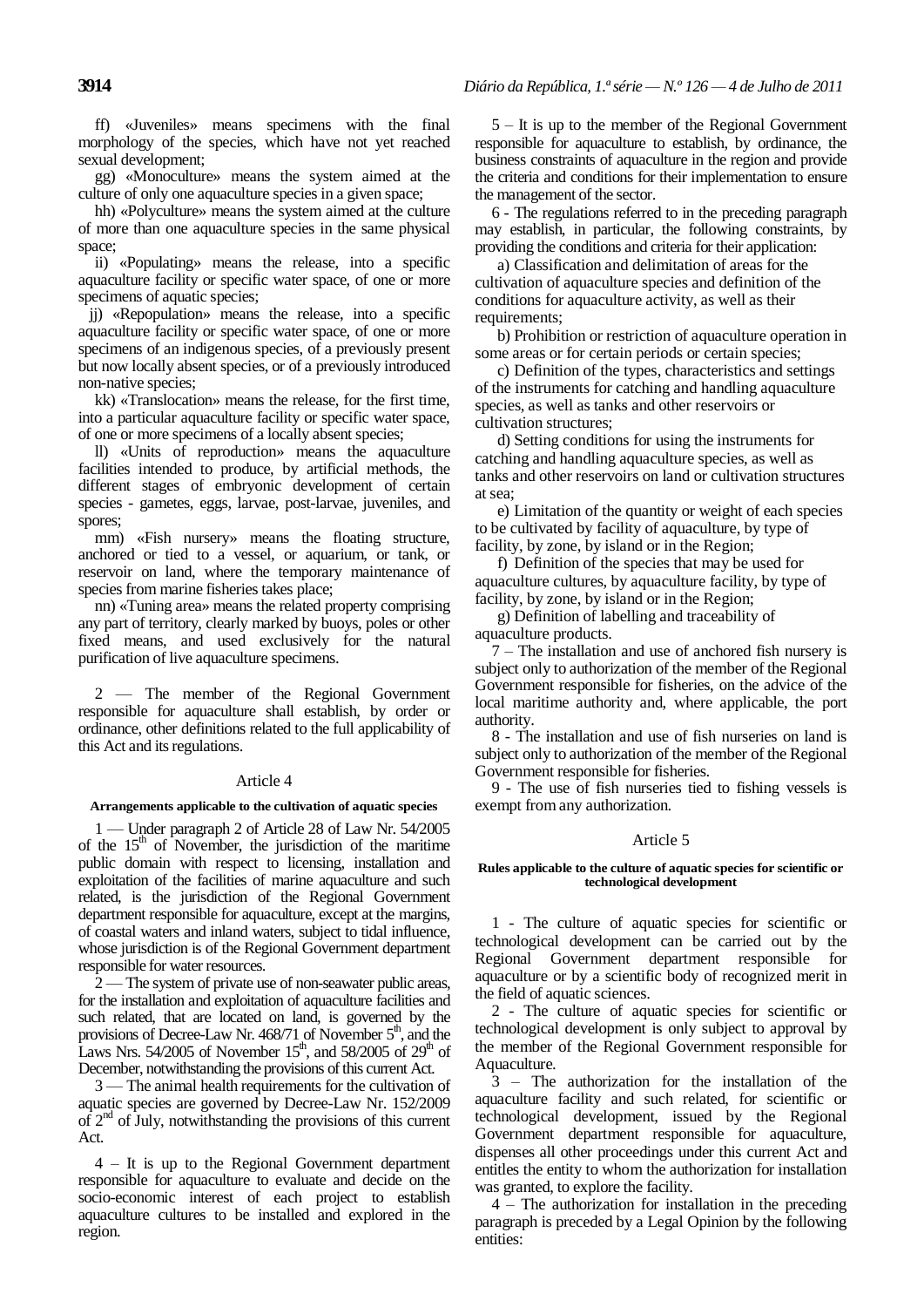ff) «Juveniles» means specimens with the final morphology of the species, which have not yet reached sexual development;

gg) «Monoculture» means the system aimed at the culture of only one aquaculture species in a given space;

hh) «Polyculture» means the system aimed at the culture of more than one aquaculture species in the same physical space;

ii) «Populating» means the release, into a specific aquaculture facility or specific water space, of one or more specimens of aquatic species;

jj) «Repopulation» means the release, into a specific aquaculture facility or specific water space, of one or more specimens of an indigenous species, of a previously present but now locally absent species, or of a previously introduced non-native species;

kk) «Translocation» means the release, for the first time, into a particular aquaculture facility or specific water space, of one or more specimens of a locally absent species;

ll) «Units of reproduction» means the aquaculture facilities intended to produce, by artificial methods, the different stages of embryonic development of certain species - gametes, eggs, larvae, post-larvae, juveniles, and spores;

mm) «Fish nursery» means the floating structure, anchored or tied to a vessel, or aquarium, or tank, or reservoir on land, where the temporary maintenance of species from marine fisheries takes place;

nn) «Tuning area» means the related property comprising any part of territory, clearly marked by buoys, poles or other fixed means, and used exclusively for the natural purification of live aquaculture specimens.

2 — The member of the Regional Government responsible for aquaculture shall establish, by order or ordinance, other definitions related to the full applicability of this Act and its regulations.

### Article 4

#### Arrangements applicable to the cultivation of aquatic species

1 — Under paragraph 2 of Article 28 of Law Nr. 54/2005 of the 15th of November, the jurisdiction of the maritime public domain with respect to licensing, installation and exploitation of the facilities of marine aquaculture and such related, is the jurisdiction of the Regional Government department responsible for aquaculture, except at the margins, of coastal waters and inland waters, subject to tidal influence, whose jurisdiction is of the Regional Government department responsible for water resources.

2 — The system of private use of non-seawater public areas, for the installation and exploitation of aquaculture facilities and such related, that are located on land, is governed by the provisions of Decree-Law Nr. 468/71 of November 5th, and the Laws Nrs. 54/2005 of November 15th, and 58/2005 of 29th of December, notwithstanding the provisions of this current Act.

3 — The animal health requirements for the cultivation of aquatic species are governed by Decree-Law Nr. 152/2009 of 2nd of July, notwithstanding the provisions of this current Act.

4 – It is up to the Regional Government department responsible for aquaculture to evaluate and decide on the socio-economic interest of each project to establish aquaculture cultures to be installed and explored in the region.

5 – It is up to the member of the Regional Government responsible for aquaculture to establish, by ordinance, the business constraints of aquaculture in the region and provide the criteria and conditions for their implementation to ensure the management of the sector.

6 - The regulations referred to in the preceding paragraph may establish, in particular, the following constraints, by providing the conditions and criteria for their application:

a) Classification and delimitation of areas for the cultivation of aquaculture species and definition of the conditions for aquaculture activity, as well as their requirements;

b) Prohibition or restriction of aquaculture operation in some areas or for certain periods or certain species;

c) Definition of the types, characteristics and settings of the instruments for catching and handling aquaculture species, as well as tanks and other reservoirs or cultivation structures;

d) Setting conditions for using the instruments for catching and handling aquaculture species, as well as tanks and other reservoirs on land or cultivation structures at sea;

e) Limitation of the quantity or weight of each species to be cultivated by facility of aquaculture, by type of facility, by zone, by island or in the Region;

f) Definition of the species that may be used for aquaculture cultures, by aquaculture facility, by type of facility, by zone, by island or in the Region;

g) Definition of labelling and traceability of aquaculture products.

7 – The installation and use of anchored fish nursery is subject only to authorization of the member of the Regional Government responsible for fisheries, on the advice of the local maritime authority and, where applicable, the port authority.

8 - The installation and use of fish nurseries on land is subject only to authorization of the member of the Regional Government responsible for fisheries.

9 - The use of fish nurseries tied to fishing vessels is exempt from any authorization.

### Article 5

#### Rules applicable to the culture of aquatic species for scientific or technological development

1 - The culture of aquatic species for scientific or technological development can be carried out by the Regional Government department responsible for aquaculture or by a scientific body of recognized merit in the field of aquatic sciences.

2 - The culture of aquatic species for scientific or technological development is only subject to approval by the member of the Regional Government responsible for Aquaculture.

3 – The authorization for the installation of the aquaculture facility and such related, for scientific or technological development, issued by the Regional Government department responsible for aquaculture, dispenses all other proceedings under this current Act and entitles the entity to whom the authorization for installation was granted, to explore the facility.

4 – The authorization for installation in the preceding paragraph is preceded by a Legal Opinion by the following entities: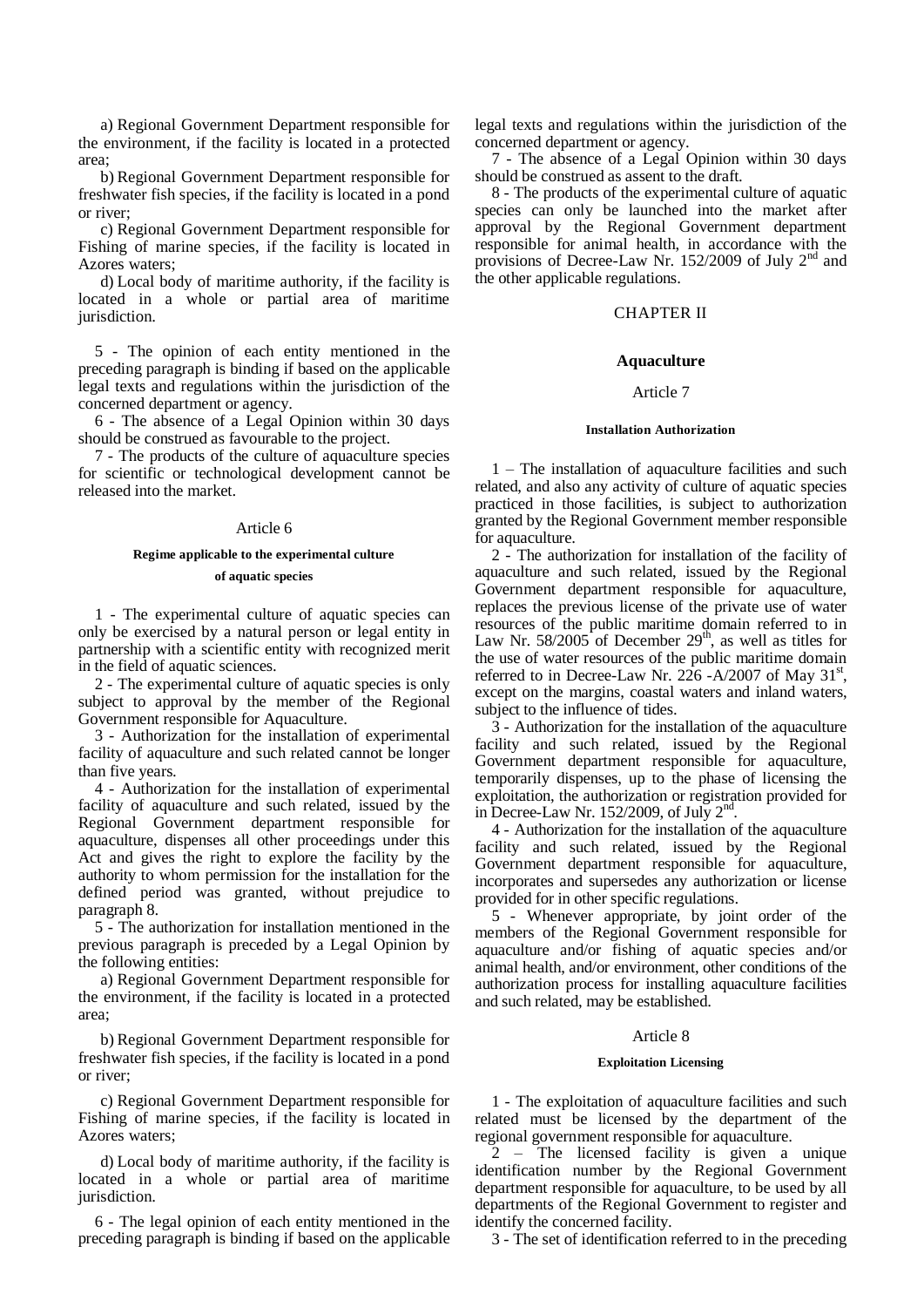a) Regional Government Department responsible for the environment, if the facility is located in a protected area;

b) Regional Government Department responsible for freshwater fish species, if the facility is located in a pond or river;

c) Regional Government Department responsible for Fishing of marine species, if the facility is located in Azores waters;

d) Local body of maritime authority, if the facility is located in a whole or partial area of maritime jurisdiction.

5 - The opinion of each entity mentioned in the preceding paragraph is binding if based on the applicable legal texts and regulations within the jurisdiction of the concerned department or agency.

6 - The absence of a Legal Opinion within 30 days should be construed as favourable to the project.

7 - The products of the culture of aquaculture species for scientific or technological development cannot be released into the market.

### Article 6

#### Regime applicable to the experimental culture of aquatic species

1 - The experimental culture of aquatic species can only be exercised by a natural person or legal entity in partnership with a scientific entity with recognized merit in the field of aquatic sciences.

2 - The experimental culture of aquatic species is only subject to approval by the member of the Regional Government responsible for Aquaculture.

3 - Authorization for the installation of experimental facility of aquaculture and such related cannot be longer than five years.

4 - Authorization for the installation of experimental facility of aquaculture and such related, issued by the Regional Government department responsible for aquaculture, dispenses all other proceedings under this Act and gives the right to explore the facility by the authority to whom permission for the installation for the defined period was granted, without prejudice to paragraph 8.

5 - The authorization for installation mentioned in the previous paragraph is preceded by a Legal Opinion by the following entities:

a) Regional Government Department responsible for the environment, if the facility is located in a protected area;

b) Regional Government Department responsible for freshwater fish species, if the facility is located in a pond or river;

c) Regional Government Department responsible for Fishing of marine species, if the facility is located in Azores waters;

d) Local body of maritime authority, if the facility is located in a whole or partial area of maritime jurisdiction.

6 - The legal opinion of each entity mentioned in the preceding paragraph is binding if based on the applicable legal texts and regulations within the jurisdiction of the concerned department or agency.

7 - The absence of a Legal Opinion within 30 days should be construed as assent to the draft.

8 - The products of the experimental culture of aquatic species can only be launched into the market after approval by the Regional Government department responsible for animal health, in accordance with the provisions of Decree-Law Nr. 152/2009 of July 2nd and the other applicable regulations.

## CHAPTER II

## Aquaculture

### Article 7

#### Installation Authorization

1 – The installation of aquaculture facilities and such related, and also any activity of culture of aquatic species practiced in those facilities, is subject to authorization granted by the Regional Government member responsible for aquaculture.

2 - The authorization for installation of the facility of aquaculture and such related, issued by the Regional Government department responsible for aquaculture, replaces the previous license of the private use of water resources of the public maritime domain referred to in Law Nr. 58/2005 of December 29th, as well as titles for the use of water resources of the public maritime domain referred to in Decree-Law Nr. 226 -A/2007 of May 31st, except on the margins, coastal waters and inland waters, subject to the influence of tides.

3 - Authorization for the installation of the aquaculture facility and such related, issued by the Regional Government department responsible for aquaculture, temporarily dispenses, up to the phase of licensing the exploitation, the authorization or registration provided for in Decree-Law Nr. 152/2009, of July 2nd.

4 - Authorization for the installation of the aquaculture facility and such related, issued by the Regional Government department responsible for aquaculture, incorporates and supersedes any authorization or license provided for in other specific regulations.

5 - Whenever appropriate, by joint order of the members of the Regional Government responsible for aquaculture and/or fishing of aquatic species and/or animal health, and/or environment, other conditions of the authorization process for installing aquaculture facilities and such related, may be established.

### Article 8

#### Exploitation Licensing

1 - The exploitation of aquaculture facilities and such related must be licensed by the department of the regional government responsible for aquaculture.

2 – The licensed facility is given a unique identification number by the Regional Government department responsible for aquaculture, to be used by all departments of the Regional Government to register and identify the concerned facility.

3 - The set of identification referred to in the preceding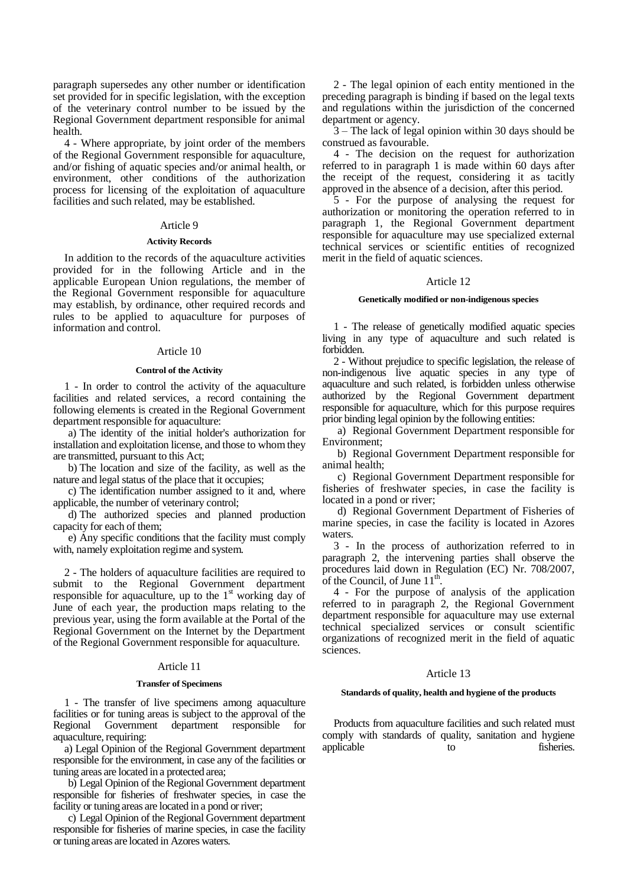paragraph supersedes any other number or identification set provided for in specific legislation, with the exception of the veterinary control number to be issued by the Regional Government department responsible for animal health.

4 - Where appropriate, by joint order of the members of the Regional Government responsible for aquaculture, and/or fishing of aquatic species and/or animal health, or environment, other conditions of the authorization process for licensing of the exploitation of aquaculture facilities and such related, may be established.

## Article 9

### Activity Records

In addition to the records of the aquaculture activities provided for in the following Article and in the applicable European Union regulations, the member of the Regional Government responsible for aquaculture may establish, by ordinance, other required records and rules to be applied to aquaculture for purposes of information and control.

## Article 10

### Control of the Activity

1 - In order to control the activity of the aquaculture facilities and related services, a record containing the following elements is created in the Regional Government department responsible for aquaculture:

a) The identity of the initial holder's authorization for installation and exploitation license, and those to whom they are transmitted, pursuant to this Act;

b) The location and size of the facility, as well as the nature and legal status of the place that it occupies;

c) The identification number assigned to it and, where applicable, the number of veterinary control;

d) The authorized species and planned production capacity for each of them;

e) Any specific conditions that the facility must comply with, namely exploitation regime and system.

2 - The holders of aquaculture facilities are required to submit to the Regional Government department responsible for aquaculture, up to the 1st working day of June of each year, the production maps relating to the previous year, using the form available at the Portal of the Regional Government on the Internet by the Department of the Regional Government responsible for aquaculture.

## Article 11

### Transfer of Specimens

1 - The transfer of live specimens among aquaculture facilities or for tuning areas is subject to the approval of the Regional Government department responsible for aquaculture, requiring:

a) Legal Opinion of the Regional Government department responsible for the environment, in case any of the facilities or tuning areas are located in a protected area;

b) Legal Opinion of the Regional Government department responsible for fisheries of freshwater species, in case the facility or tuning areas are located in a pond or river;

c) Legal Opinion of the Regional Government department responsible for fisheries of marine species, in case the facility or tuning areas are located in Azores waters.

2 - The legal opinion of each entity mentioned in the preceding paragraph is binding if based on the legal texts and regulations within the jurisdiction of the concerned department or agency.

3 – The lack of legal opinion within 30 days should be construed as favourable.

4 - The decision on the request for authorization referred to in paragraph 1 is made within 60 days after the receipt of the request, considering it as tacitly approved in the absence of a decision, after this period.

5 - For the purpose of analysing the request for authorization or monitoring the operation referred to in paragraph 1, the Regional Government department responsible for aquaculture may use specialized external technical services or scientific entities of recognized merit in the field of aquatic sciences.

## Article 12

### Genetically modified or non-indigenous species

1 - The release of genetically modified aquatic species living in any type of aquaculture and such related is forbidden.

2 - Without prejudice to specific legislation, the release of non-indigenous live aquatic species in any type of aquaculture and such related, is forbidden unless otherwise authorized by the Regional Government department responsible for aquaculture, which for this purpose requires prior binding legal opinion by the following entities:

a) Regional Government Department responsible for Environment;

b) Regional Government Department responsible for animal health;

c) Regional Government Department responsible for fisheries of freshwater species, in case the facility is located in a pond or river;

d) Regional Government Department of Fisheries of marine species, in case the facility is located in Azores waters.

3 - In the process of authorization referred to in paragraph 2, the intervening parties shall observe the procedures laid down in Regulation (EC) Nr. 708/2007, of the Council, of June 11th.

4 - For the purpose of analysis of the application referred to in paragraph 2, the Regional Government department responsible for aquaculture may use external technical specialized services or consult scientific organizations of recognized merit in the field of aquatic sciences.

## Article 13

### Standards of quality, health and hygiene of the products

Products from aquaculture facilities and such related must comply with standards of quality, sanitation and hygiene applicable to fisheries.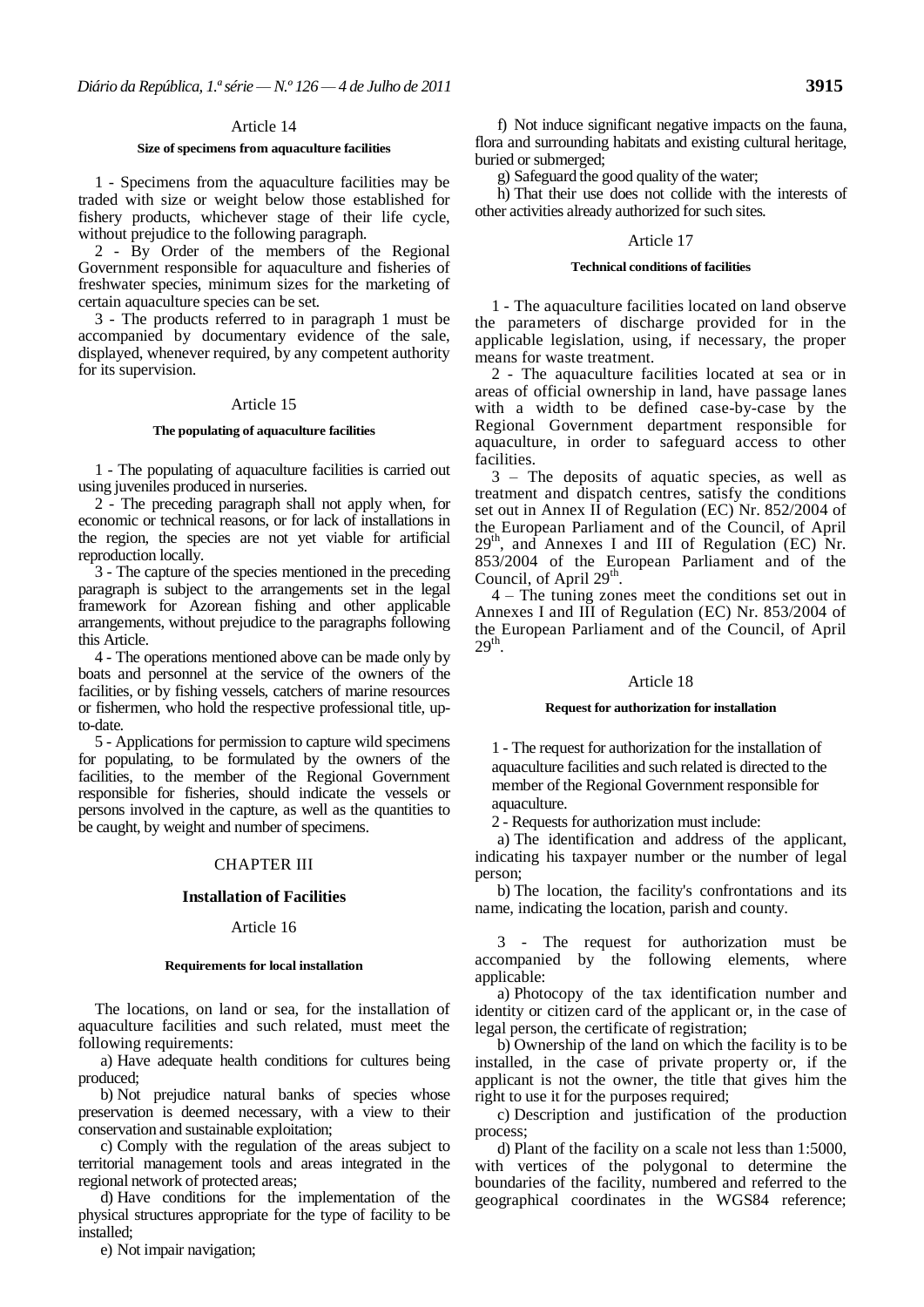## Article 14

### Size of specimens from aquaculture facilities

1 - Specimens from the aquaculture facilities may be traded with size or weight below those established for fishery products, whichever stage of their life cycle, without prejudice to the following paragraph.

2 - By Order of the members of the Regional Government responsible for aquaculture and fisheries of freshwater species, minimum sizes for the marketing of certain aquaculture species can be set.

3 - The products referred to in paragraph 1 must be accompanied by documentary evidence of the sale, displayed, whenever required, by any competent authority for its supervision.

## Article 15

### The populating of aquaculture facilities

1 - The populating of aquaculture facilities is carried out using juveniles produced in nurseries.

2 - The preceding paragraph shall not apply when, for economic or technical reasons, or for lack of installations in the region, the species are not yet viable for artificial reproduction locally.

3 - The capture of the species mentioned in the preceding paragraph is subject to the arrangements set in the legal framework for Azorean fishing and other applicable arrangements, without prejudice to the paragraphs following this Article.

4 - The operations mentioned above can be made only by boats and personnel at the service of the owners of the facilities, or by fishing vessels, catchers of marine resources or fishermen, who hold the respective professional title, up-to-date.

5 - Applications for permission to capture wild specimens for populating, to be formulated by the owners of the facilities, to the member of the Regional Government responsible for fisheries, should indicate the vessels or persons involved in the capture, as well as the quantities to be caught, by weight and number of specimens.

# CHAPTER III

## Installation of Facilities

## Article 16

### Requirements for local installation

The locations, on land or sea, for the installation of aquaculture facilities and such related, must meet the following requirements:

a) Have adequate health conditions for cultures being produced;

b) Not prejudice natural banks of species whose preservation is deemed necessary, with a view to their conservation and sustainable exploitation;

c) Comply with the regulation of the areas subject to territorial management tools and areas integrated in the regional network of protected areas;

d) Have conditions for the implementation of the physical structures appropriate for the type of facility to be installed;

e) Not impair navigation;

f) Not induce significant negative impacts on the fauna, flora and surrounding habitats and existing cultural heritage, buried or submerged;

g) Safeguard the good quality of the water;

h) That their use does not collide with the interests of other activities already authorized for such sites.

## Article 17

### Technical conditions of facilities

1 - The aquaculture facilities located on land observe the parameters of discharge provided for in the applicable legislation, using, if necessary, the proper means for waste treatment.

2 - The aquaculture facilities located at sea or in areas of official ownership in land, have passage lanes with a width to be defined case-by-case by the Regional Government department responsible for aquaculture, in order to safeguard access to other facilities.

3 – The deposits of aquatic species, as well as treatment and dispatch centres, satisfy the conditions set out in Annex II of Regulation (EC) Nr. 852/2004 of the European Parliament and of the Council, of April 29th, and Annexes I and III of Regulation (EC) Nr. 853/2004 of the European Parliament and of the Council, of April 29th.

4 – The tuning zones meet the conditions set out in Annexes I and III of Regulation (EC) Nr. 853/2004 of the European Parliament and of the Council, of April 29th.

## Article 18

### Request for authorization for installation

1 - The request for authorization for the installation of aquaculture facilities and such related is directed to the member of the Regional Government responsible for aquaculture.

2 - Requests for authorization must include:

a) The identification and address of the applicant, indicating his taxpayer number or the number of legal person;

b) The location, the facility's confrontations and its name, indicating the location, parish and county.

3 - The request for authorization must be accompanied by the following elements, where applicable:

a) Photocopy of the tax identification number and identity or citizen card of the applicant or, in the case of legal person, the certificate of registration;

b) Ownership of the land on which the facility is to be installed, in the case of private property or, if the applicant is not the owner, the title that gives him the right to use it for the purposes required;

c) Description and justification of the production process;

d) Plant of the facility on a scale not less than 1:5000, with vertices of the polygonal to determine the boundaries of the facility, numbered and referred to the geographical coordinates in the WGS84 reference;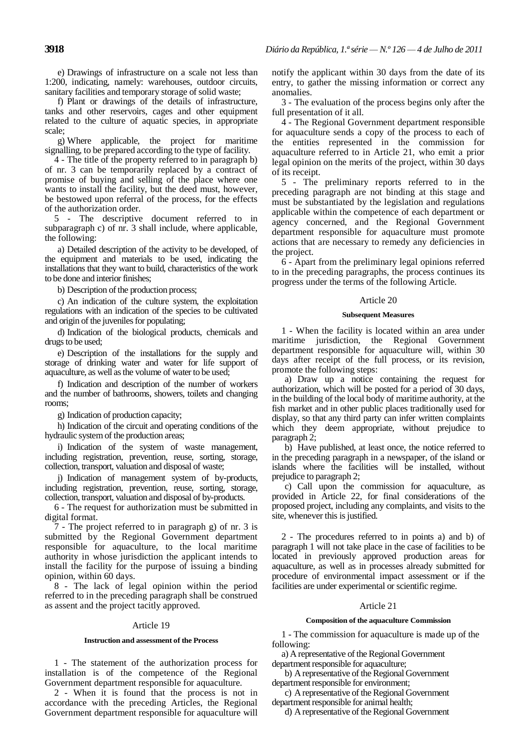e) Drawings of infrastructure on a scale not less than 1:200, indicating, namely: warehouses, outdoor circuits, sanitary facilities and temporary storage of solid waste;

f) Plant or drawings of the details of infrastructure, tanks and other reservoirs, cages and other equipment related to the culture of aquatic species, in appropriate scale;

g) Where applicable, the project for maritime signalling, to be prepared according to the type of facility.

4 - The title of the property referred to in paragraph b) of nr. 3 can be temporarily replaced by a contract of promise of buying and selling of the place where one wants to install the facility, but the deed must, however, be bestowed upon referral of the process, for the effects of the authorization order.

5 - The descriptive document referred to in subparagraph c) of nr. 3 shall include, where applicable, the following:

a) Detailed description of the activity to be developed, of the equipment and materials to be used, indicating the installations that they want to build, characteristics of the work to be done and interior finishes;

b) Description of the production process;

c) An indication of the culture system, the exploitation regulations with an indication of the species to be cultivated and origin of the juveniles for populating;

d) Indication of the biological products, chemicals and drugs to be used;

e) Description of the installations for the supply and storage of drinking water and water for life support of aquaculture, as well as the volume of water to be used;

f) Indication and description of the number of workers and the number of bathrooms, showers, toilets and changing rooms;

g) Indication of production capacity;

h) Indication of the circuit and operating conditions of the hydraulic system of the production areas;

i) Indication of the system of waste management, including registration, prevention, reuse, sorting, storage, collection, transport, valuation and disposal of waste;

j) Indication of management system of by-products, including registration, prevention, reuse, sorting, storage, collection, transport, valuation and disposal of by-products.

6 - The request for authorization must be submitted in digital format.

7 - The project referred to in paragraph g) of nr. 3 is submitted by the Regional Government department responsible for aquaculture, to the local maritime authority in whose jurisdiction the applicant intends to install the facility for the purpose of issuing a binding opinion, within 60 days.

8 - The lack of legal opinion within the period referred to in the preceding paragraph shall be construed as assent and the project tacitly approved.

## Article 19

### Instruction and assessment of the Process

1 - The statement of the authorization process for installation is of the competence of the Regional Government department responsible for aquaculture.

2 - When it is found that the process is not in accordance with the preceding Articles, the Regional Government department responsible for aquaculture will notify the applicant within 30 days from the date of its entry, to gather the missing information or correct any anomalies.

3 - The evaluation of the process begins only after the full presentation of it all.

4 - The Regional Government department responsible for aquaculture sends a copy of the process to each of the entities represented in the commission for aquaculture referred to in Article 21, who emit a prior legal opinion on the merits of the project, within 30 days of its receipt.

5 - The preliminary reports referred to in the preceding paragraph are not binding at this stage and must be substantiated by the legislation and regulations applicable within the competence of each department or agency concerned, and the Regional Government department responsible for aquaculture must promote actions that are necessary to remedy any deficiencies in the project.

6 - Apart from the preliminary legal opinions referred to in the preceding paragraphs, the process continues its progress under the terms of the following Article.

## Article 20

### Subsequent Measures

1 - When the facility is located within an area under maritime jurisdiction, the Regional Government department responsible for aquaculture will, within 30 days after receipt of the full process, or its revision, promote the following steps:

a) Draw up a notice containing the request for authorization, which will be posted for a period of 30 days, in the building of the local body of maritime authority, at the fish market and in other public places traditionally used for display, so that any third party can infer written complaints which they deem appropriate, without prejudice to paragraph 2;

b) Have published, at least once, the notice referred to in the preceding paragraph in a newspaper, of the island or islands where the facilities will be installed, without prejudice to paragraph 2;

c) Call upon the commission for aquaculture, as provided in Article 22, for final considerations of the proposed project, including any complaints, and visits to the site, whenever this is justified.

2 - The procedures referred to in points a) and b) of paragraph 1 will not take place in the case of facilities to be located in previously approved production areas for aquaculture, as well as in processes already submitted for procedure of environmental impact assessment or if the facilities are under experimental or scientific regime.

## Article 21

### Composition of the aquaculture Commission

1 - The commission for aquaculture is made up of the following:

a) A representative of the Regional Government department responsible for aquaculture;

b) A representative of the Regional Government department responsible for environment;

c) A representative of the Regional Government department responsible for animal health;

d) A representative of the Regional Government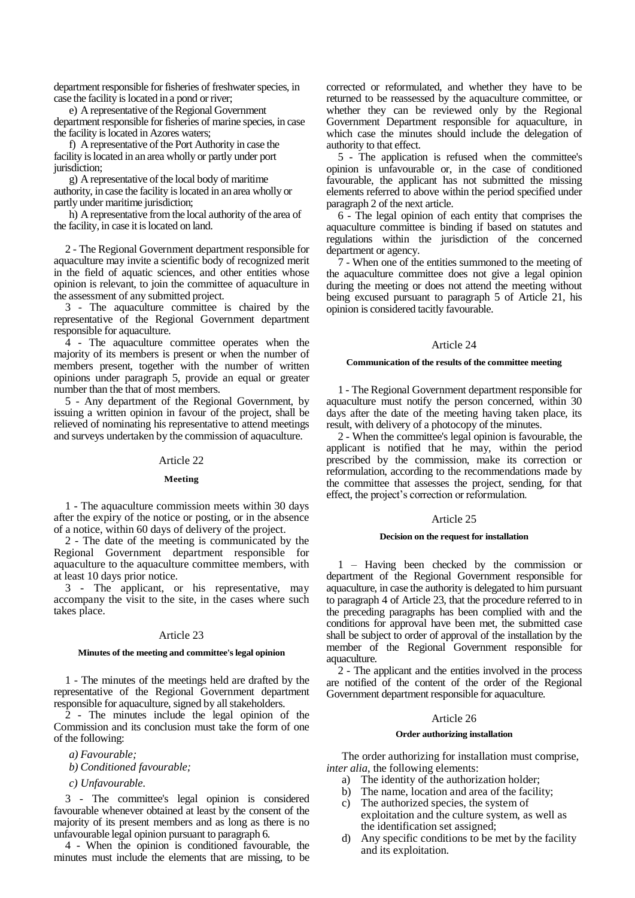department responsible for fisheries of freshwater species, in case the facility is located in a pond or river;

e) A representative of the Regional Government department responsible for fisheries of marine species, in case the facility is located in Azores waters;

f) A representative of the Port Authority in case the facility is located in an area wholly or partly under port jurisdiction;

g) A representative of the local body of maritime authority, in case the facility is located in an area wholly or partly under maritime jurisdiction;

h) A representative from the local authority of the area of the facility, in case it is located on land.

2 - The Regional Government department responsible for aquaculture may invite a scientific body of recognized merit in the field of aquatic sciences, and other entities whose opinion is relevant, to join the committee of aquaculture in the assessment of any submitted project.

3 - The aquaculture committee is chaired by the representative of the Regional Government department responsible for aquaculture.

4 - The aquaculture committee operates when the majority of its members is present or when the number of members present, together with the number of written opinions under paragraph 5, provide an equal or greater number than the that of most members.

5 - Any department of the Regional Government, by issuing a written opinion in favour of the project, shall be relieved of nominating his representative to attend meetings and surveys undertaken by the commission of aquaculture.

## Article 22

### Meeting

1 - The aquaculture commission meets within 30 days after the expiry of the notice or posting, or in the absence of a notice, within 60 days of delivery of the project.

2 - The date of the meeting is communicated by the Regional Government department responsible for aquaculture to the aquaculture committee members, with at least 10 days prior notice.

3 - The applicant, or his representative, may accompany the visit to the site, in the cases where such takes place.

## Article 23

### Minutes of the meeting and committee's legal opinion

1 - The minutes of the meetings held are drafted by the representative of the Regional Government department responsible for aquaculture, signed by all stakeholders.

2 - The minutes include the legal opinion of the Commission and its conclusion must take the form of one of the following:

*a) Favourable;*

*b) Conditioned favourable;*

*c) Unfavourable.*

3 - The committee's legal opinion is considered favourable whenever obtained at least by the consent of the majority of its present members and as long as there is no unfavourable legal opinion pursuant to paragraph 6.

4 - When the opinion is conditioned favourable, the minutes must include the elements that are missing, to be corrected or reformulated, and whether they have to be returned to be reassessed by the aquaculture committee, or whether they can be reviewed only by the Regional Government Department responsible for aquaculture, in which case the minutes should include the delegation of authority to that effect.

5 - The application is refused when the committee's opinion is unfavourable or, in the case of conditioned favourable, the applicant has not submitted the missing elements referred to above within the period specified under paragraph 2 of the next article.

6 - The legal opinion of each entity that comprises the aquaculture committee is binding if based on statutes and regulations within the jurisdiction of the concerned department or agency.

7 - When one of the entities summoned to the meeting of the aquaculture committee does not give a legal opinion during the meeting or does not attend the meeting without being excused pursuant to paragraph 5 of Article 21, his opinion is considered tacitly favourable.

## Article 24

### Communication of the results of the committee meeting

1 - The Regional Government department responsible for aquaculture must notify the person concerned, within 30 days after the date of the meeting having taken place, its result, with delivery of a photocopy of the minutes.

2 - When the committee's legal opinion is favourable, the applicant is notified that he may, within the period prescribed by the commission, make its correction or reformulation, according to the recommendations made by the committee that assesses the project, sending, for that effect, the project's correction or reformulation.

## Article 25

### Decision on the request for installation

1 – Having been checked by the commission or department of the Regional Government responsible for aquaculture, in case the authority is delegated to him pursuant to paragraph 4 of Article 23, that the procedure referred to in the preceding paragraphs has been complied with and the conditions for approval have been met, the submitted case shall be subject to order of approval of the installation by the member of the Regional Government responsible for aquaculture.

2 - The applicant and the entities involved in the process are notified of the content of the order of the Regional Government department responsible for aquaculture.

## Article 26

### Order authorizing installation

The order authorizing for installation must comprise, *inter alia*, the following elements:

a) The identity of the authorization holder;
b) The name, location and area of the facility;
c) The authorized species, the system of exploitation and the culture system, as well as the identification set assigned;
d) Any specific conditions to be met by the facility and its exploitation.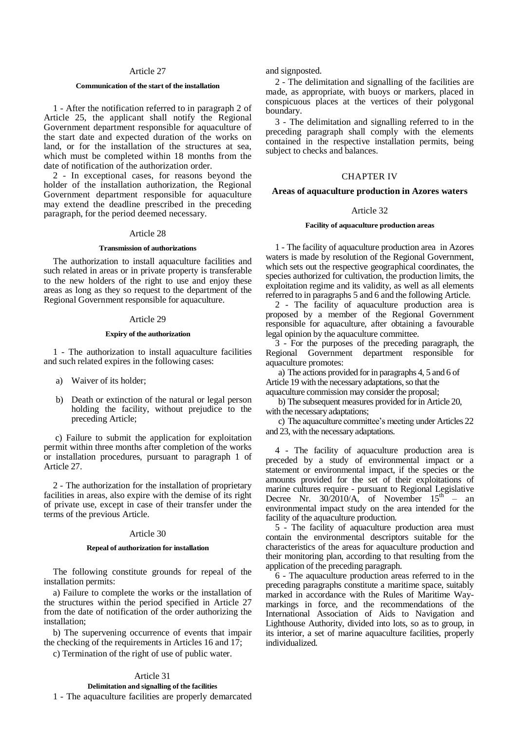### Article 27

#### Communication of the start of the installation

1 - After the notification referred to in paragraph 2 of Article 25, the applicant shall notify the Regional Government department responsible for aquaculture of the start date and expected duration of the works on land, or for the installation of the structures at sea, which must be completed within 18 months from the date of notification of the authorization order.

2 - In exceptional cases, for reasons beyond the holder of the installation authorization, the Regional Government department responsible for aquaculture may extend the deadline prescribed in the preceding paragraph, for the period deemed necessary.

### Article 28

#### Transmission of authorizations

The authorization to install aquaculture facilities and such related in areas or in private property is transferable to the new holders of the right to use and enjoy these areas as long as they so request to the department of the Regional Government responsible for aquaculture.

### Article 29

#### Expiry of the authorization

1 - The authorization to install aquaculture facilities and such related expires in the following cases:

a) Waiver of its holder;

b) Death or extinction of the natural or legal person holding the facility, without prejudice to the preceding Article;

c) Failure to submit the application for exploitation permit within three months after completion of the works or installation procedures, pursuant to paragraph 1 of Article 27.

2 - The authorization for the installation of proprietary facilities in areas, also expire with the demise of its right of private use, except in case of their transfer under the terms of the previous Article.

### Article 30

#### Repeal of authorization for installation

The following constitute grounds for repeal of the installation permits:

a) Failure to complete the works or the installation of the structures within the period specified in Article 27 from the date of notification of the order authorizing the installation;

b) The supervening occurrence of events that impair the checking of the requirements in Articles 16 and 17;

c) Termination of the right of use of public water.

### Article 31

#### Delimitation and signalling of the facilities

1 - The aquaculture facilities are properly demarcated and signposted.

2 - The delimitation and signalling of the facilities are made, as appropriate, with buoys or markers, placed in conspicuous places at the vertices of their polygonal boundary.

3 - The delimitation and signalling referred to in the preceding paragraph shall comply with the elements contained in the respective installation permits, being subject to checks and balances.

## CHAPTER IV

## Areas of aquaculture production in Azores waters

### Article 32

#### Facility of aquaculture production areas

1 - The facility of aquaculture production area in Azores waters is made by resolution of the Regional Government, which sets out the respective geographical coordinates, the species authorized for cultivation, the production limits, the exploitation regime and its validity, as well as all elements referred to in paragraphs 5 and 6 and the following Article.

2 - The facility of aquaculture production area is proposed by a member of the Regional Government responsible for aquaculture, after obtaining a favourable legal opinion by the aquaculture committee.

3 - For the purposes of the preceding paragraph, the Regional Government department responsible for aquaculture promotes:

a) The actions provided for in paragraphs 4, 5 and 6 of Article 19 with the necessary adaptations, so that the aquaculture commission may consider the proposal;

b) The subsequent measures provided for in Article 20, with the necessary adaptations;

c) The aquaculture committee's meeting under Articles 22 and 23, with the necessary adaptations.

4 - The facility of aquaculture production area is preceded by a study of environmental impact or a statement or environmental impact, if the species or the amounts provided for the set of their exploitations of marine cultures require - pursuant to Regional Legislative Decree Nr. 30/2010/A, of November 15th – an environmental impact study on the area intended for the facility of the aquaculture production.

5 - The facility of aquaculture production area must contain the environmental descriptors suitable for the characteristics of the areas for aquaculture production and their monitoring plan, according to that resulting from the application of the preceding paragraph.

6 - The aquaculture production areas referred to in the preceding paragraphs constitute a maritime space, suitably marked in accordance with the Rules of Maritime Way-markings in force, and the recommendations of the International Association of Aids to Navigation and Lighthouse Authority, divided into lots, so as to group, in its interior, a set of marine aquaculture facilities, properly individualized.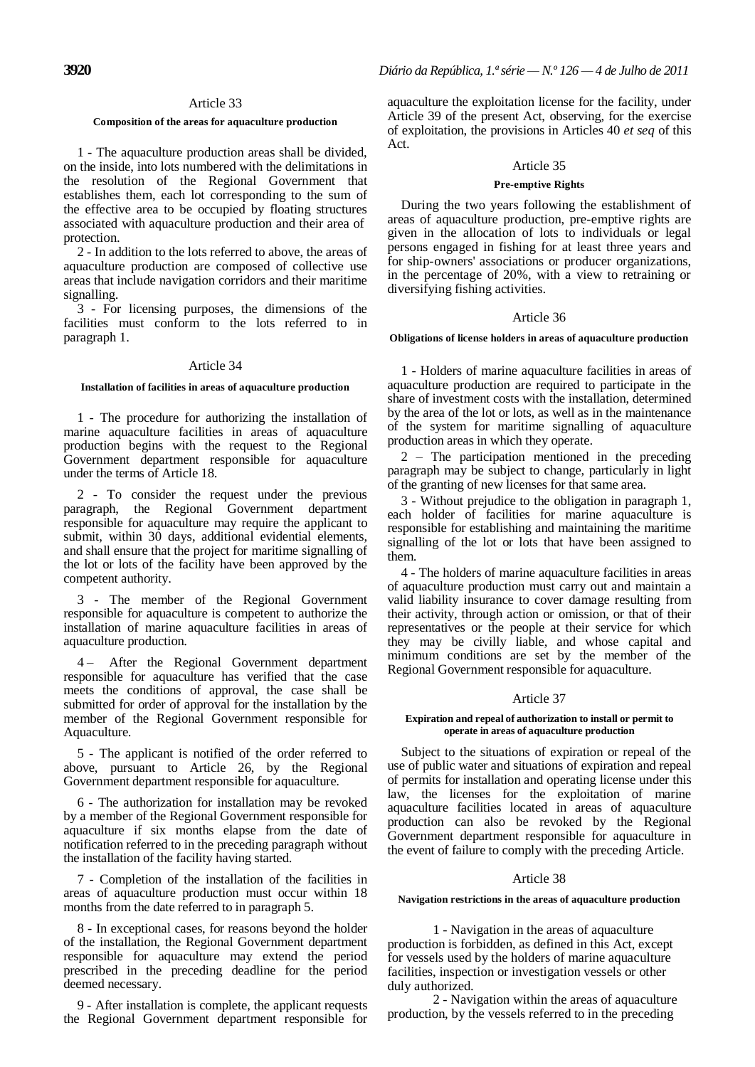### Article 33

#### Composition of the areas for aquaculture production

1 - The aquaculture production areas shall be divided, on the inside, into lots numbered with the delimitations in the resolution of the Regional Government that establishes them, each lot corresponding to the sum of the effective area to be occupied by floating structures associated with aquaculture production and their area of protection.

2 - In addition to the lots referred to above, the areas of aquaculture production are composed of collective use areas that include navigation corridors and their maritime signalling.

3 - For licensing purposes, the dimensions of the facilities must conform to the lots referred to in paragraph 1.

### Article 34

#### Installation of facilities in areas of aquaculture production

1 - The procedure for authorizing the installation of marine aquaculture facilities in areas of aquaculture production begins with the request to the Regional Government department responsible for aquaculture under the terms of Article 18.

2 - To consider the request under the previous paragraph, the Regional Government department responsible for aquaculture may require the applicant to submit, within 30 days, additional evidential elements, and shall ensure that the project for maritime signalling of the lot or lots of the facility have been approved by the competent authority.

3 - The member of the Regional Government responsible for aquaculture is competent to authorize the installation of marine aquaculture facilities in areas of aquaculture production.

4 – After the Regional Government department responsible for aquaculture has verified that the case meets the conditions of approval, the case shall be submitted for order of approval for the installation by the member of the Regional Government responsible for Aquaculture.

5 - The applicant is notified of the order referred to above, pursuant to Article 26, by the Regional Government department responsible for aquaculture.

6 - The authorization for installation may be revoked by a member of the Regional Government responsible for aquaculture if six months elapse from the date of notification referred to in the preceding paragraph without the installation of the facility having started.

7 - Completion of the installation of the facilities in areas of aquaculture production must occur within 18 months from the date referred to in paragraph 5.

8 - In exceptional cases, for reasons beyond the holder of the installation, the Regional Government department responsible for aquaculture may extend the period prescribed in the preceding deadline for the period deemed necessary.

9 - After installation is complete, the applicant requests the Regional Government department responsible for aquaculture the exploitation license for the facility, under Article 39 of the present Act, observing, for the exercise of exploitation, the provisions in Articles 40 *et seq* of this Act.

### Article 35

#### Pre-emptive Rights

During the two years following the establishment of areas of aquaculture production, pre-emptive rights are given in the allocation of lots to individuals or legal persons engaged in fishing for at least three years and for ship-owners' associations or producer organizations, in the percentage of 20%, with a view to retraining or diversifying fishing activities.

### Article 36

#### Obligations of license holders in areas of aquaculture production

1 - Holders of marine aquaculture facilities in areas of aquaculture production are required to participate in the share of investment costs with the installation, determined by the area of the lot or lots, as well as in the maintenance of the system for maritime signalling of aquaculture production areas in which they operate.

2 – The participation mentioned in the preceding paragraph may be subject to change, particularly in light of the granting of new licenses for that same area.

3 - Without prejudice to the obligation in paragraph 1, each holder of facilities for marine aquaculture is responsible for establishing and maintaining the maritime signalling of the lot or lots that have been assigned to them.

4 - The holders of marine aquaculture facilities in areas of aquaculture production must carry out and maintain a valid liability insurance to cover damage resulting from their activity, through action or omission, or that of their representatives or the people at their service for which they may be civilly liable, and whose capital and minimum conditions are set by the member of the Regional Government responsible for aquaculture.

### Article 37

#### Expiration and repeal of authorization to install or permit to operate in areas of aquaculture production

Subject to the situations of expiration or repeal of the use of public water and situations of expiration and repeal of permits for installation and operating license under this law, the licenses for the exploitation of marine aquaculture facilities located in areas of aquaculture production can also be revoked by the Regional Government department responsible for aquaculture in the event of failure to comply with the preceding Article.

### Article 38

#### Navigation restrictions in the areas of aquaculture production

1 - Navigation in the areas of aquaculture production is forbidden, as defined in this Act, except for vessels used by the holders of marine aquaculture facilities, inspection or investigation vessels or other duly authorized.

2 - Navigation within the areas of aquaculture production, by the vessels referred to in the preceding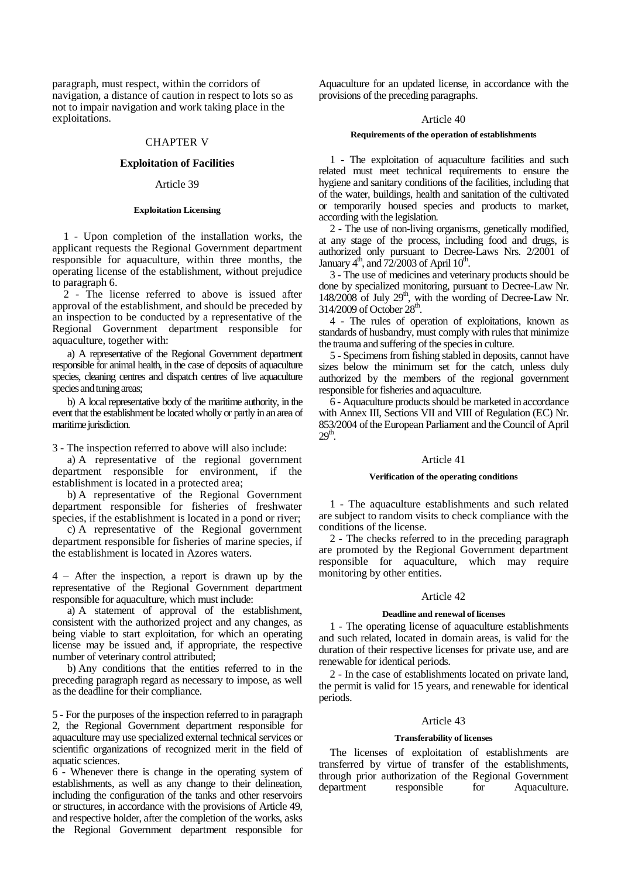paragraph, must respect, within the corridors of navigation, a distance of caution in respect to lots so as not to impair navigation and work taking place in the exploitations.

## CHAPTER V

## Exploitation of Facilities

### Article 39

#### Exploitation Licensing

1 - Upon completion of the installation works, the applicant requests the Regional Government department responsible for aquaculture, within three months, the operating license of the establishment, without prejudice to paragraph 6.

2 - The license referred to above is issued after approval of the establishment, and should be preceded by an inspection to be conducted by a representative of the Regional Government department responsible for aquaculture, together with:

a) A representative of the Regional Government department responsible for animal health, in the case of deposits of aquaculture species, cleaning centres and dispatch centres of live aquaculture species and tuning areas;

b) A local representative body of the maritime authority, in the event that the establishment be located wholly or partly in an area of maritime jurisdiction.

3 - The inspection referred to above will also include:

a) A representative of the regional government department responsible for environment, if the establishment is located in a protected area;

b) A representative of the Regional Government department responsible for fisheries of freshwater species, if the establishment is located in a pond or river;

c) A representative of the Regional government department responsible for fisheries of marine species, if the establishment is located in Azores waters.

4 – After the inspection, a report is drawn up by the representative of the Regional Government department responsible for aquaculture, which must include:

a) A statement of approval of the establishment, consistent with the authorized project and any changes, as being viable to start exploitation, for which an operating license may be issued and, if appropriate, the respective number of veterinary control attributed;

b) Any conditions that the entities referred to in the preceding paragraph regard as necessary to impose, as well as the deadline for their compliance.

5 - For the purposes of the inspection referred to in paragraph 2, the Regional Government department responsible for aquaculture may use specialized external technical services or scientific organizations of recognized merit in the field of aquatic sciences.

6 - Whenever there is change in the operating system of establishments, as well as any change to their delineation, including the configuration of the tanks and other reservoirs or structures, in accordance with the provisions of Article 49, and respective holder, after the completion of the works, asks the Regional Government department responsible for Aquaculture for an updated license, in accordance with the provisions of the preceding paragraphs.

### Article 40

#### Requirements of the operation of establishments

1 - The exploitation of aquaculture facilities and such related must meet technical requirements to ensure the hygiene and sanitary conditions of the facilities, including that of the water, buildings, health and sanitation of the cultivated or temporarily housed species and products to market, according with the legislation.

2 - The use of non-living organisms, genetically modified, at any stage of the process, including food and drugs, is authorized only pursuant to Decree-Laws Nrs. 2/2001 of January 4th, and 72/2003 of April 10th.

3 - The use of medicines and veterinary products should be done by specialized monitoring, pursuant to Decree-Law Nr. 148/2008 of July 29th, with the wording of Decree-Law Nr. 314/2009 of October 28th.

4 - The rules of operation of exploitations, known as standards of husbandry, must comply with rules that minimize the trauma and suffering of the species in culture.

5 - Specimens from fishing stabled in deposits, cannot have sizes below the minimum set for the catch, unless duly authorized by the members of the regional government responsible for fisheries and aquaculture.

6 - Aquaculture products should be marketed in accordance with Annex III, Sections VII and VIII of Regulation (EC) Nr. 853/2004 of the European Parliament and the Council of April 29th.

### Article 41

#### Verification of the operating conditions

1 - The aquaculture establishments and such related are subject to random visits to check compliance with the conditions of the license.

2 - The checks referred to in the preceding paragraph are promoted by the Regional Government department responsible for aquaculture, which may require monitoring by other entities.

### Article 42

#### Deadline and renewal of licenses

1 - The operating license of aquaculture establishments and such related, located in domain areas, is valid for the duration of their respective licenses for private use, and are renewable for identical periods.

2 - In the case of establishments located on private land, the permit is valid for 15 years, and renewable for identical periods.

### Article 43

#### Transferability of licenses

The licenses of exploitation of establishments are transferred by virtue of transfer of the establishments, through prior authorization of the Regional Government department responsible for Aquaculture.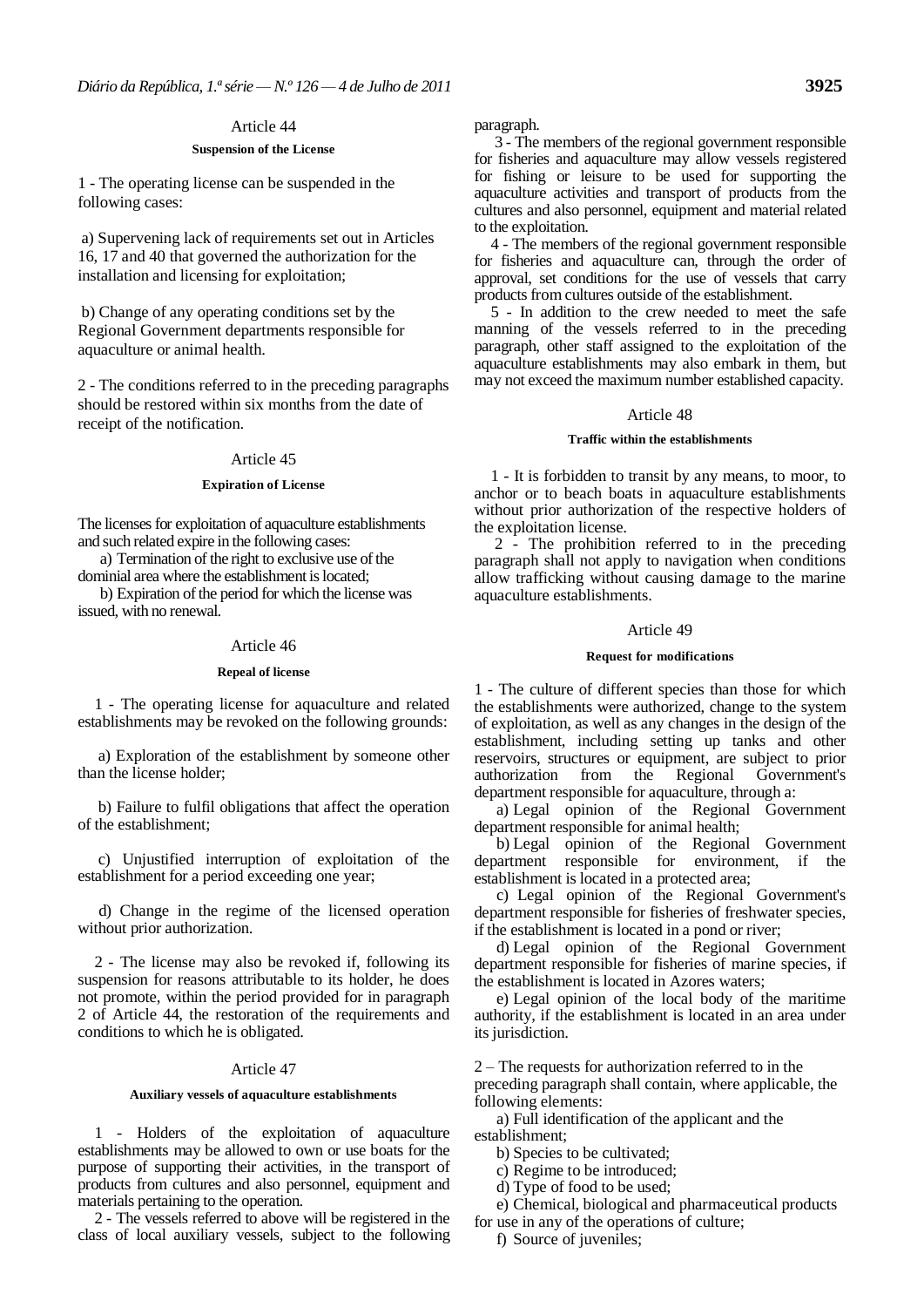## Article 44

### Suspension of the License

1 - The operating license can be suspended in the following cases:

a) Supervening lack of requirements set out in Articles 16, 17 and 40 that governed the authorization for the installation and licensing for exploitation;

b) Change of any operating conditions set by the Regional Government departments responsible for aquaculture or animal health.

2 - The conditions referred to in the preceding paragraphs should be restored within six months from the date of receipt of the notification.

## Article 45

### Expiration of License

The licenses for exploitation of aquaculture establishments and such related expire in the following cases:

a) Termination of the right to exclusive use of the dominial area where the establishment is located;

b) Expiration of the period for which the license was issued, with no renewal.

## Article 46

### Repeal of license

1 - The operating license for aquaculture and related establishments may be revoked on the following grounds:

a) Exploration of the establishment by someone other than the license holder;

b) Failure to fulfil obligations that affect the operation of the establishment;

c) Unjustified interruption of exploitation of the establishment for a period exceeding one year;

d) Change in the regime of the licensed operation without prior authorization.

2 - The license may also be revoked if, following its suspension for reasons attributable to its holder, he does not promote, within the period provided for in paragraph 2 of Article 44, the restoration of the requirements and conditions to which he is obligated.

## Article 47

### Auxiliary vessels of aquaculture establishments

1 - Holders of the exploitation of aquaculture establishments may be allowed to own or use boats for the purpose of supporting their activities, in the transport of products from cultures and also personnel, equipment and materials pertaining to the operation.

2 - The vessels referred to above will be registered in the class of local auxiliary vessels, subject to the following paragraph.

3 - The members of the regional government responsible for fisheries and aquaculture may allow vessels registered for fishing or leisure to be used for supporting the aquaculture activities and transport of products from the cultures and also personnel, equipment and material related to the exploitation.

4 - The members of the regional government responsible for fisheries and aquaculture can, through the order of approval, set conditions for the use of vessels that carry products from cultures outside of the establishment.

5 - In addition to the crew needed to meet the safe manning of the vessels referred to in the preceding paragraph, other staff assigned to the exploitation of the aquaculture establishments may also embark in them, but may not exceed the maximum number established capacity.

## Article 48

### Traffic within the establishments

1 - It is forbidden to transit by any means, to moor, to anchor or to beach boats in aquaculture establishments without prior authorization of the respective holders of the exploitation license.

2 - The prohibition referred to in the preceding paragraph shall not apply to navigation when conditions allow trafficking without causing damage to the marine aquaculture establishments.

## Article 49

### Request for modifications

1 - The culture of different species than those for which the establishments were authorized, change to the system of exploitation, as well as any changes in the design of the establishment, including setting up tanks and other reservoirs, structures or equipment, are subject to prior authorization from the Regional Government's department responsible for aquaculture, through a:

a) Legal opinion of the Regional Government department responsible for animal health;

b) Legal opinion of the Regional Government department responsible for environment, if the establishment is located in a protected area;

c) Legal opinion of the Regional Government's department responsible for fisheries of freshwater species, if the establishment is located in a pond or river;

d) Legal opinion of the Regional Government department responsible for fisheries of marine species, if the establishment is located in Azores waters;

e) Legal opinion of the local body of the maritime authority, if the establishment is located in an area under its jurisdiction.

2 – The requests for authorization referred to in the preceding paragraph shall contain, where applicable, the following elements:

a) Full identification of the applicant and the establishment;

b) Species to be cultivated;

c) Regime to be introduced;

d) Type of food to be used;

e) Chemical, biological and pharmaceutical products for use in any of the operations of culture;

f) Source of juveniles;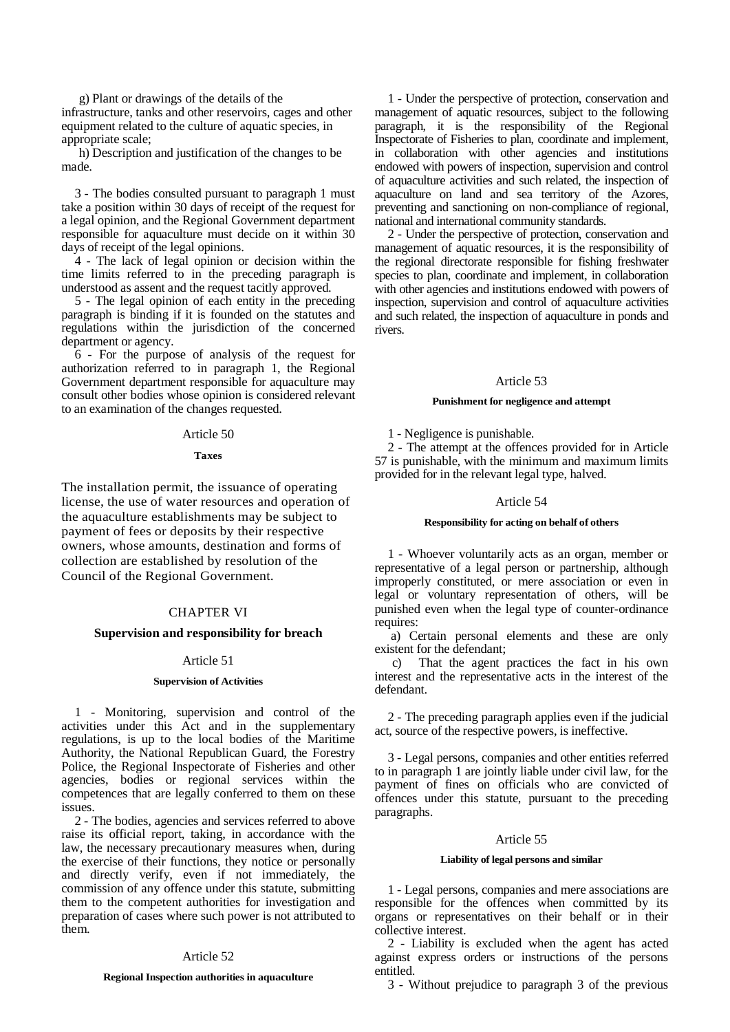g) Plant or drawings of the details of the infrastructure, tanks and other reservoirs, cages and other equipment related to the culture of aquatic species, in appropriate scale;

h) Description and justification of the changes to be made.

3 - The bodies consulted pursuant to paragraph 1 must take a position within 30 days of receipt of the request for a legal opinion, and the Regional Government department responsible for aquaculture must decide on it within 30 days of receipt of the legal opinions.

4 - The lack of legal opinion or decision within the time limits referred to in the preceding paragraph is understood as assent and the request tacitly approved.

5 - The legal opinion of each entity in the preceding paragraph is binding if it is founded on the statutes and regulations within the jurisdiction of the concerned department or agency.

6 - For the purpose of analysis of the request for authorization referred to in paragraph 1, the Regional Government department responsible for aquaculture may consult other bodies whose opinion is considered relevant to an examination of the changes requested.

### Article 50

#### Taxes

The installation permit, the issuance of operating license, the use of water resources and operation of the aquaculture establishments may be subject to payment of fees or deposits by their respective owners, whose amounts, destination and forms of collection are established by resolution of the Council of the Regional Government.

## CHAPTER VI

## Supervision and responsibility for breach

### Article 51

#### Supervision of Activities

1 - Monitoring, supervision and control of the activities under this Act and in the supplementary regulations, is up to the local bodies of the Maritime Authority, the National Republican Guard, the Forestry Police, the Regional Inspectorate of Fisheries and other agencies, bodies or regional services within the competences that are legally conferred to them on these issues.

2 - The bodies, agencies and services referred to above raise its official report, taking, in accordance with the law, the necessary precautionary measures when, during the exercise of their functions, they notice or personally and directly verify, even if not immediately, the commission of any offence under this statute, submitting them to the competent authorities for investigation and preparation of cases where such power is not attributed to them.

### Article 52

#### Regional Inspection authorities in aquaculture

1 - Under the perspective of protection, conservation and management of aquatic resources, subject to the following paragraph, it is the responsibility of the Regional Inspectorate of Fisheries to plan, coordinate and implement, in collaboration with other agencies and institutions endowed with powers of inspection, supervision and control of aquaculture activities and such related, the inspection of aquaculture on land and sea territory of the Azores, preventing and sanctioning on non-compliance of regional, national and international community standards.

2 - Under the perspective of protection, conservation and management of aquatic resources, it is the responsibility of the regional directorate responsible for fishing freshwater species to plan, coordinate and implement, in collaboration with other agencies and institutions endowed with powers of inspection, supervision and control of aquaculture activities and such related, the inspection of aquaculture in ponds and rivers.

### Article 53

#### Punishment for negligence and attempt

1 - Negligence is punishable.

2 - The attempt at the offences provided for in Article 57 is punishable, with the minimum and maximum limits provided for in the relevant legal type, halved.

### Article 54

#### Responsibility for acting on behalf of others

1 - Whoever voluntarily acts as an organ, member or representative of a legal person or partnership, although improperly constituted, or mere association or even in legal or voluntary representation of others, will be punished even when the legal type of counter-ordinance requires:

a) Certain personal elements and these are only existent for the defendant;

c) That the agent practices the fact in his own interest and the representative acts in the interest of the defendant.

2 - The preceding paragraph applies even if the judicial act, source of the respective powers, is ineffective.

3 - Legal persons, companies and other entities referred to in paragraph 1 are jointly liable under civil law, for the payment of fines on officials who are convicted of offences under this statute, pursuant to the preceding paragraphs.

### Article 55

#### Liability of legal persons and similar

1 - Legal persons, companies and mere associations are responsible for the offences when committed by its organs or representatives on their behalf or in their collective interest.

2 - Liability is excluded when the agent has acted against express orders or instructions of the persons entitled.

3 - Without prejudice to paragraph 3 of the previous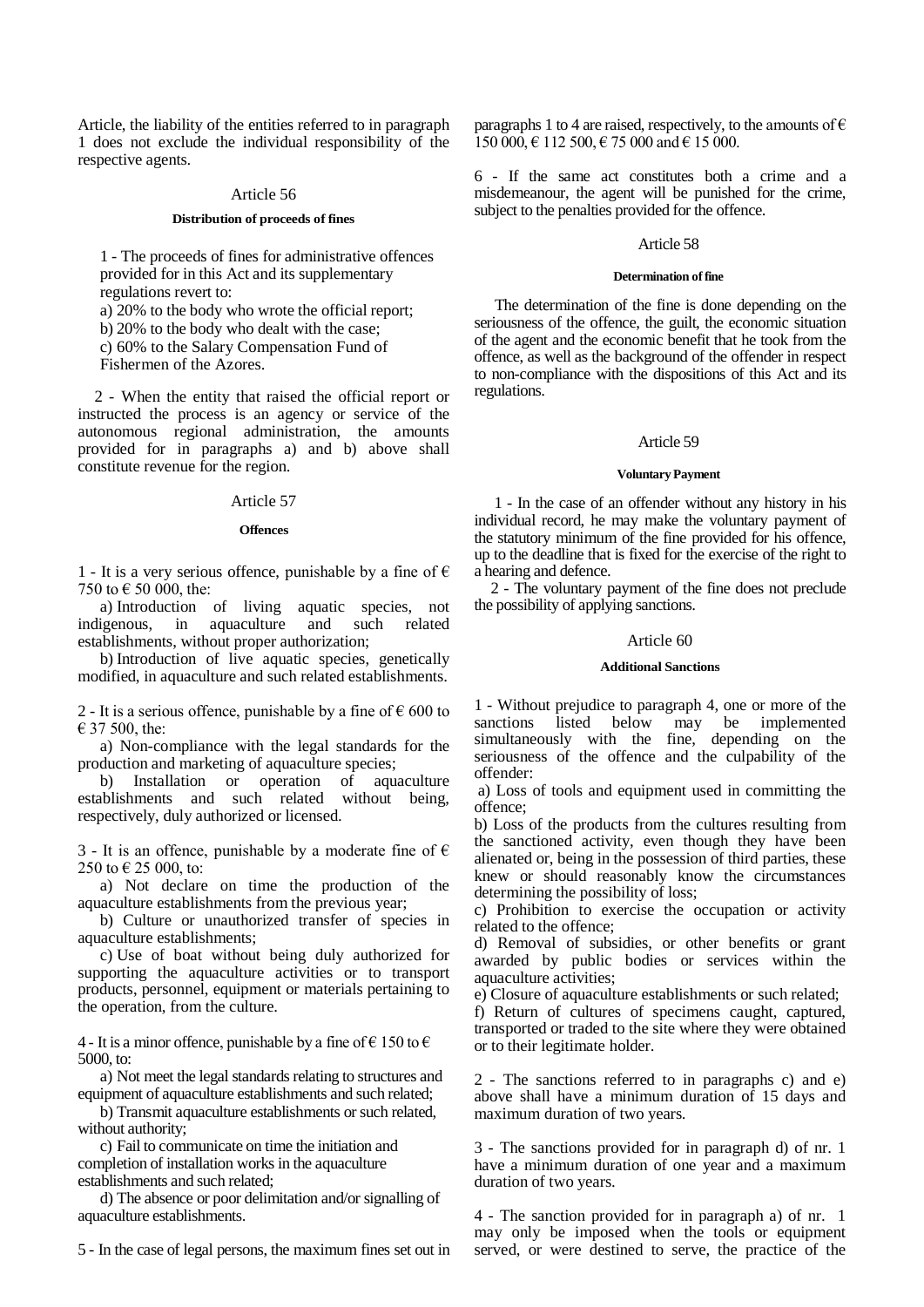Article, the liability of the entities referred to in paragraph 1 does not exclude the individual responsibility of the respective agents.

## Article 56

### Distribution of proceeds of fines

1 - The proceeds of fines for administrative offences provided for in this Act and its supplementary regulations revert to:

a) 20% to the body who wrote the official report;

b) 20% to the body who dealt with the case;

c) 60% to the Salary Compensation Fund of Fishermen of the Azores.

2 - When the entity that raised the official report or instructed the process is an agency or service of the autonomous regional administration, the amounts provided for in paragraphs a) and b) above shall constitute revenue for the region.

## Article 57

### Offences

1 - It is a very serious offence, punishable by a fine of € 750 to € 50 000, the:

a) Introduction of living aquatic species, not indigenous, in aquaculture and such related establishments, without proper authorization;

b) Introduction of live aquatic species, genetically modified, in aquaculture and such related establishments.

2 - It is a serious offence, punishable by a fine of € 600 to € 37 500, the:

a) Non-compliance with the legal standards for the production and marketing of aquaculture species;

b) Installation or operation of aquaculture establishments and such related without being, respectively, duly authorized or licensed.

3 - It is an offence, punishable by a moderate fine of € 250 to € 25 000, to:

a) Not declare on time the production of the aquaculture establishments from the previous year;

b) Culture or unauthorized transfer of species in aquaculture establishments;

c) Use of boat without being duly authorized for supporting the aquaculture activities or to transport products, personnel, equipment or materials pertaining to the operation, from the culture.

4 - It is a minor offence, punishable by a fine of € 150 to € 5000, to:

a) Not meet the legal standards relating to structures and equipment of aquaculture establishments and such related;

b) Transmit aquaculture establishments or such related, without authority;

c) Fail to communicate on time the initiation and completion of installation works in the aquaculture establishments and such related;

d) The absence or poor delimitation and/or signalling of aquaculture establishments.

5 - In the case of legal persons, the maximum fines set out in paragraphs 1 to 4 are raised, respectively, to the amounts of € 150 000, € 112 500, € 75 000 and € 15 000.

6 - If the same act constitutes both a crime and a misdemeanour, the agent will be punished for the crime, subject to the penalties provided for the offence.

## Article 58

### Determination of fine

The determination of the fine is done depending on the seriousness of the offence, the guilt, the economic situation of the agent and the economic benefit that he took from the offence, as well as the background of the offender in respect to non-compliance with the dispositions of this Act and its regulations.

## Article 59

### Voluntary Payment

1 - In the case of an offender without any history in his individual record, he may make the voluntary payment of the statutory minimum of the fine provided for his offence, up to the deadline that is fixed for the exercise of the right to a hearing and defence.

2 - The voluntary payment of the fine does not preclude the possibility of applying sanctions.

## Article 60

### Additional Sanctions

1 - Without prejudice to paragraph 4, one or more of the sanctions listed below may be implemented simultaneously with the fine, depending on the seriousness of the offence and the culpability of the offender:

a) Loss of tools and equipment used in committing the offence;

b) Loss of the products from the cultures resulting from the sanctioned activity, even though they have been alienated or, being in the possession of third parties, these knew or should reasonably know the circumstances determining the possibility of loss;

c) Prohibition to exercise the occupation or activity related to the offence;

d) Removal of subsidies, or other benefits or grant awarded by public bodies or services within the aquaculture activities;

e) Closure of aquaculture establishments or such related;

f) Return of cultures of specimens caught, captured, transported or traded to the site where they were obtained or to their legitimate holder.

2 - The sanctions referred to in paragraphs c) and e) above shall have a minimum duration of 15 days and maximum duration of two years.

3 - The sanctions provided for in paragraph d) of nr. 1 have a minimum duration of one year and a maximum duration of two years.

4 - The sanction provided for in paragraph a) of nr. 1 may only be imposed when the tools or equipment served, or were destined to serve, the practice of the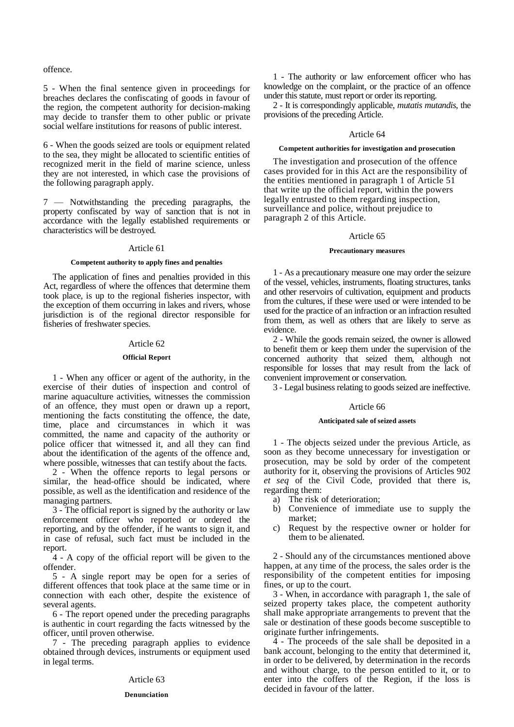offence.

5 - When the final sentence given in proceedings for breaches declares the confiscating of goods in favour of the region, the competent authority for decision-making may decide to transfer them to other public or private social welfare institutions for reasons of public interest.

6 - When the goods seized are tools or equipment related to the sea, they might be allocated to scientific entities of recognized merit in the field of marine science, unless they are not interested, in which case the provisions of the following paragraph apply.

7 — Notwithstanding the preceding paragraphs, the property confiscated by way of sanction that is not in accordance with the legally established requirements or characteristics will be destroyed.

### Article 61

**Competent authority to apply fines and penalties**

The application of fines and penalties provided in this Act, regardless of where the offences that determine them took place, is up to the regional fisheries inspector, with the exception of them occurring in lakes and rivers, whose jurisdiction is of the regional director responsible for fisheries of freshwater species.

### Article 62

**Official Report**

1 - When any officer or agent of the authority, in the exercise of their duties of inspection and control of marine aquaculture activities, witnesses the commission of an offence, they must open or drawn up a report, mentioning the facts constituting the offence, the date, time, place and circumstances in which it was committed, the name and capacity of the authority or police officer that witnessed it, and all they can find about the identification of the agents of the offence and, where possible, witnesses that can testify about the facts.

2 - When the offence reports to legal persons or similar, the head-office should be indicated, where possible, as well as the identification and residence of the managing partners.

3 - The official report is signed by the authority or law enforcement officer who reported or ordered the reporting, and by the offender, if he wants to sign it, and in case of refusal, such fact must be included in the report.

4 - A copy of the official report will be given to the offender.

5 - A single report may be open for a series of different offences that took place at the same time or in connection with each other, despite the existence of several agents.

6 - The report opened under the preceding paragraphs is authentic in court regarding the facts witnessed by the officer, until proven otherwise.

7 - The preceding paragraph applies to evidence obtained through devices, instruments or equipment used in legal terms.

### Article 63

**Denunciation**

1 - The authority or law enforcement officer who has knowledge on the complaint, or the practice of an offence under this statute, must report or order its reporting.

2 - It is correspondingly applicable, *mutatis mutandis*, the provisions of the preceding Article.

### Article 64

**Competent authorities for investigation and prosecution**

The investigation and prosecution of the offence cases provided for in this Act are the responsibility of the entities mentioned in paragraph 1 of Article 51 that write up the official report, within the powers legally entrusted to them regarding inspection, surveillance and police, without prejudice to paragraph 2 of this Article.

### Article 65

**Precautionary measures**

1 - As a precautionary measure one may order the seizure of the vessel, vehicles, instruments, floating structures, tanks and other reservoirs of cultivation, equipment and products from the cultures, if these were used or were intended to be used for the practice of an infraction or an infraction resulted from them, as well as others that are likely to serve as evidence.

2 - While the goods remain seized, the owner is allowed to benefit them or keep them under the supervision of the concerned authority that seized them, although not responsible for losses that may result from the lack of convenient improvement or conservation.

3 - Legal business relating to goods seized are ineffective.

### Article 66

**Anticipated sale of seized assets**

1 - The objects seized under the previous Article, as soon as they become unnecessary for investigation or prosecution, may be sold by order of the competent authority for it, observing the provisions of Articles 902 *et seq* of the Civil Code, provided that there is, regarding them:

a) The risk of deterioration;
b) Convenience of immediate use to supply the market;
c) Request by the respective owner or holder for them to be alienated.

2 - Should any of the circumstances mentioned above happen, at any time of the process, the sales order is the responsibility of the competent entities for imposing fines, or up to the court.

3 - When, in accordance with paragraph 1, the sale of seized property takes place, the competent authority shall make appropriate arrangements to prevent that the sale or destination of these goods become susceptible to originate further infringements.

4 - The proceeds of the sale shall be deposited in a bank account, belonging to the entity that determined it, in order to be delivered, by determination in the records and without charge, to the person entitled to it, or to enter into the coffers of the Region, if the loss is decided in favour of the latter.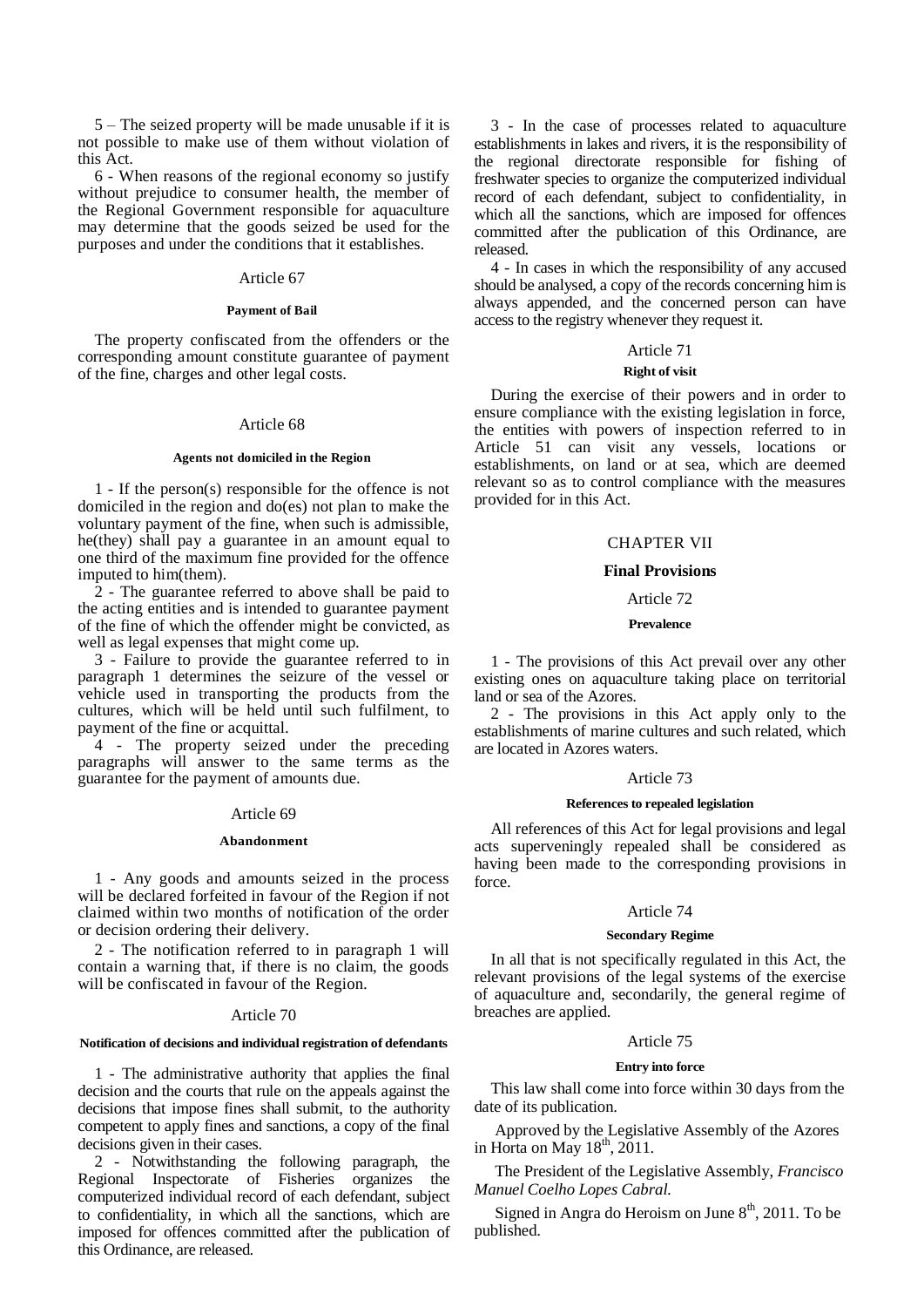5 – The seized property will be made unusable if it is not possible to make use of them without violation of this Act.

6 - When reasons of the regional economy so justify without prejudice to consumer health, the member of the Regional Government responsible for aquaculture may determine that the goods seized be used for the purposes and under the conditions that it establishes.

Article 67

**Payment of Bail**

The property confiscated from the offenders or the corresponding amount constitute guarantee of payment of the fine, charges and other legal costs.

Article 68

**Agents not domiciled in the Region**

1 - If the person(s) responsible for the offence is not domiciled in the region and do(es) not plan to make the voluntary payment of the fine, when such is admissible, he(they) shall pay a guarantee in an amount equal to one third of the maximum fine provided for the offence imputed to him(them).

2 - The guarantee referred to above shall be paid to the acting entities and is intended to guarantee payment of the fine of which the offender might be convicted, as well as legal expenses that might come up.

3 - Failure to provide the guarantee referred to in paragraph 1 determines the seizure of the vessel or vehicle used in transporting the products from the cultures, which will be held until such fulfilment, to payment of the fine or acquittal.

4 - The property seized under the preceding paragraphs will answer to the same terms as the guarantee for the payment of amounts due.

Article 69

**Abandonment**

1 - Any goods and amounts seized in the process will be declared forfeited in favour of the Region if not claimed within two months of notification of the order or decision ordering their delivery.

2 - The notification referred to in paragraph 1 will contain a warning that, if there is no claim, the goods will be confiscated in favour of the Region.

Article 70

**Notification of decisions and individual registration of defendants**

1 - The administrative authority that applies the final decision and the courts that rule on the appeals against the decisions that impose fines shall submit, to the authority competent to apply fines and sanctions, a copy of the final decisions given in their cases.

2 - Notwithstanding the following paragraph, the Regional Inspectorate of Fisheries organizes the computerized individual record of each defendant, subject to confidentiality, in which all the sanctions, which are imposed for offences committed after the publication of this Ordinance, are released.

3 - In the case of processes related to aquaculture establishments in lakes and rivers, it is the responsibility of the regional directorate responsible for fishing of freshwater species to organize the computerized individual record of each defendant, subject to confidentiality, in which all the sanctions, which are imposed for offences committed after the publication of this Ordinance, are released.

4 - In cases in which the responsibility of any accused should be analysed, a copy of the records concerning him is always appended, and the concerned person can have access to the registry whenever they request it.

Article 71

**Right of visit**

During the exercise of their powers and in order to ensure compliance with the existing legislation in force, the entities with powers of inspection referred to in Article 51 can visit any vessels, locations or establishments, on land or at sea, which are deemed relevant so as to control compliance with the measures provided for in this Act.

## CHAPTER VII

## Final Provisions

Article 72

**Prevalence**

1 - The provisions of this Act prevail over any other existing ones on aquaculture taking place on territorial land or sea of the Azores.

2 - The provisions in this Act apply only to the establishments of marine cultures and such related, which are located in Azores waters.

Article 73

**References to repealed legislation**

All references of this Act for legal provisions and legal acts superveningly repealed shall be considered as having been made to the corresponding provisions in force.

Article 74

**Secondary Regime**

In all that is not specifically regulated in this Act, the relevant provisions of the legal systems of the exercise of aquaculture and, secondarily, the general regime of breaches are applied.

Article 75

**Entry into force**

This law shall come into force within 30 days from the date of its publication.

Approved by the Legislative Assembly of the Azores in Horta on May 18th, 2011.

The President of the Legislative Assembly, *Francisco Manuel Coelho Lopes Cabral.*

Signed in Angra do Heroism on June 8th, 2011. To be published.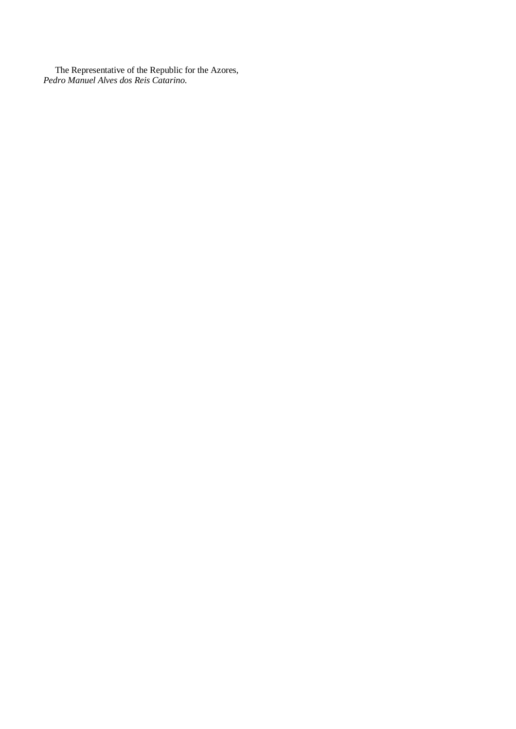The Representative of the Republic for the Azores,
*Pedro Manuel Alves dos Reis Catarino.*